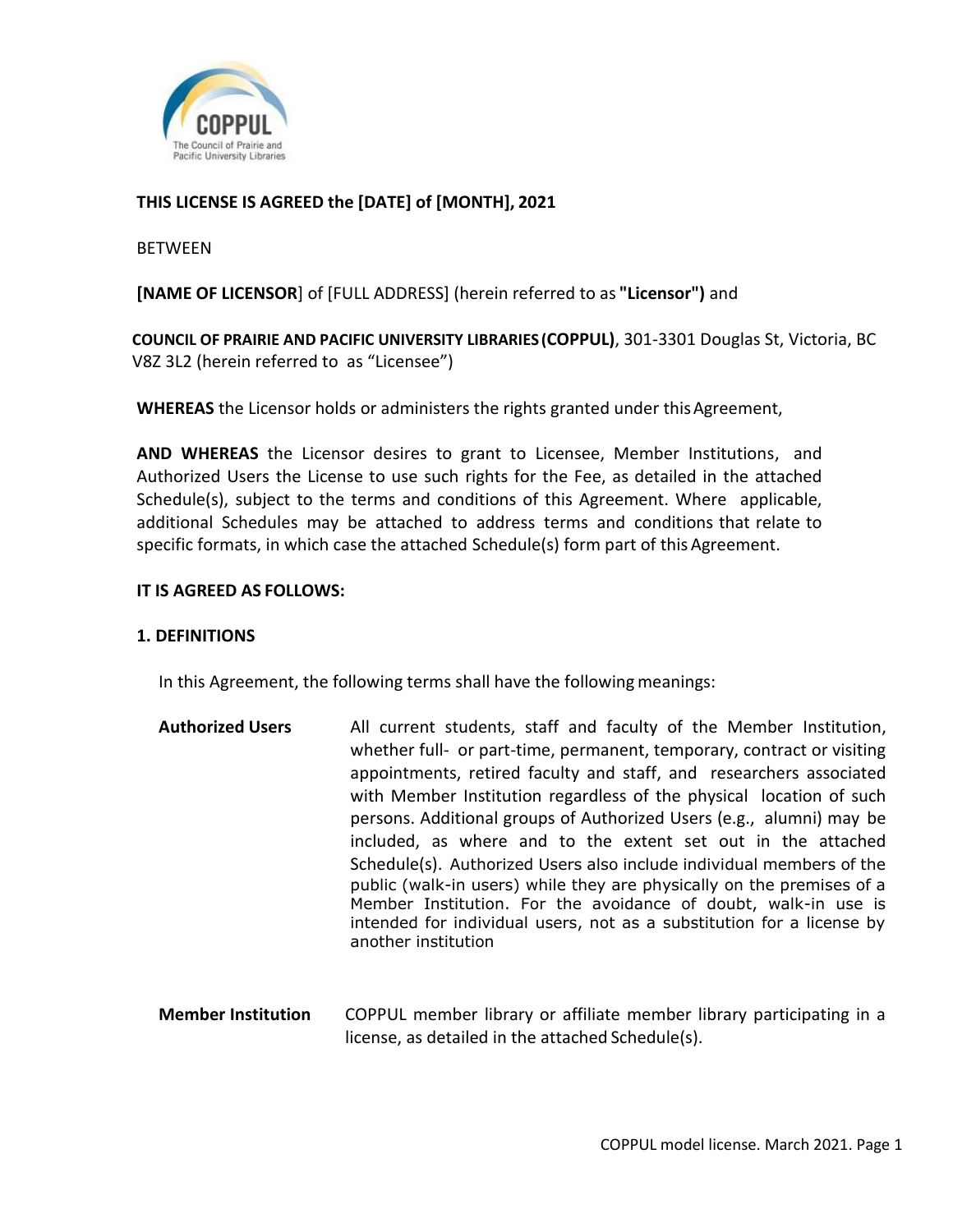**THIS LICENSE IS AGREED the [DATE] of [MONTH], 2021**

BETWEEN

**[NAME OF LICENSOR**] of [FULL ADDRESS] (herein referred to as **"Licensor")** and

**COUNCIL OF PRAIRIE AND PACIFIC UNIVERSITY LIBRARIES (COPPUL)**, 301-3301 Douglas St, Victoria, BC V8Z 3L2 (herein referred to as "Licensee")

**WHEREAS** the Licensor holds or administers the rights granted under this Agreement,

**AND WHEREAS** the Licensor desires to grant to Licensee, Member Institutions, and Authorized Users the License to use such rights for the Fee, as detailed in the attached Schedule(s), subject to the terms and conditions of this Agreement. Where applicable, additional Schedules may be attached to address terms and conditions that relate to specific formats, in which case the attached Schedule(s) form part of this Agreement.

**IT IS AGREED AS FOLLOWS:**

## 1. DEFINITIONS

In this Agreement, the following terms shall have the following meanings:

**Authorized Users** — All current students, staff and faculty of the Member Institution, whether full- or part-time, permanent, temporary, contract or visiting appointments, retired faculty and staff, and researchers associated with Member Institution regardless of the physical location of such persons. Additional groups of Authorized Users (e.g., alumni) may be included, as where and to the extent set out in the attached Schedule(s). Authorized Users also include individual members of the public (walk-in users) while they are physically on the premises of a Member Institution. For the avoidance of doubt, walk-in use is intended for individual users, not as a substitution for a license by another institution

**Member Institution** — COPPUL member library or affiliate member library participating in a license, as detailed in the attached Schedule(s).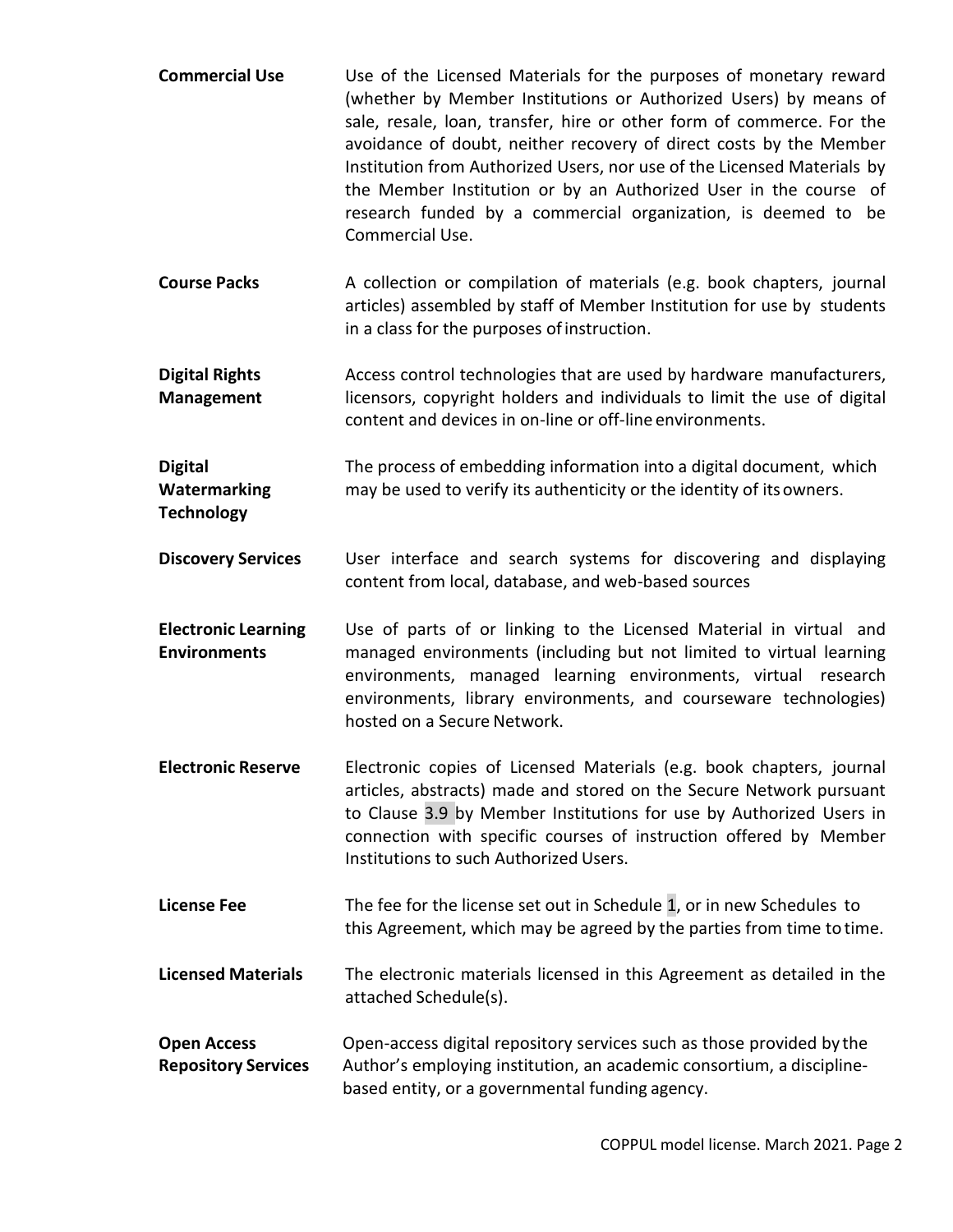**Commercial Use** Use of the Licensed Materials for the purposes of monetary reward (whether by Member Institutions or Authorized Users) by means of sale, resale, loan, transfer, hire or other form of commerce. For the avoidance of doubt, neither recovery of direct costs by the Member Institution from Authorized Users, nor use of the Licensed Materials by the Member Institution or by an Authorized User in the course of research funded by a commercial organization, is deemed to be Commercial Use.

**Course Packs** A collection or compilation of materials (e.g. book chapters, journal articles) assembled by staff of Member Institution for use by students in a class for the purposes of instruction.

**Digital Rights Management** Access control technologies that are used by hardware manufacturers, licensors, copyright holders and individuals to limit the use of digital content and devices in on-line or off-line environments.

**Digital Watermarking Technology** The process of embedding information into a digital document, which may be used to verify its authenticity or the identity of its owners.

**Discovery Services** User interface and search systems for discovering and displaying content from local, database, and web-based sources

**Electronic Learning Environments** Use of parts of or linking to the Licensed Material in virtual and managed environments (including but not limited to virtual learning environments, managed learning environments, virtual research environments, library environments, and courseware technologies) hosted on a Secure Network.

**Electronic Reserve** Electronic copies of Licensed Materials (e.g. book chapters, journal articles, abstracts) made and stored on the Secure Network pursuant to Clause 3.9 by Member Institutions for use by Authorized Users in connection with specific courses of instruction offered by Member Institutions to such Authorized Users.

**License Fee** The fee for the license set out in Schedule 1, or in new Schedules to this Agreement, which may be agreed by the parties from time to time.

**Licensed Materials** The electronic materials licensed in this Agreement as detailed in the attached Schedule(s).

**Open Access Repository Services** Open-access digital repository services such as those provided by the Author's employing institution, an academic consortium, a discipline-based entity, or a governmental funding agency.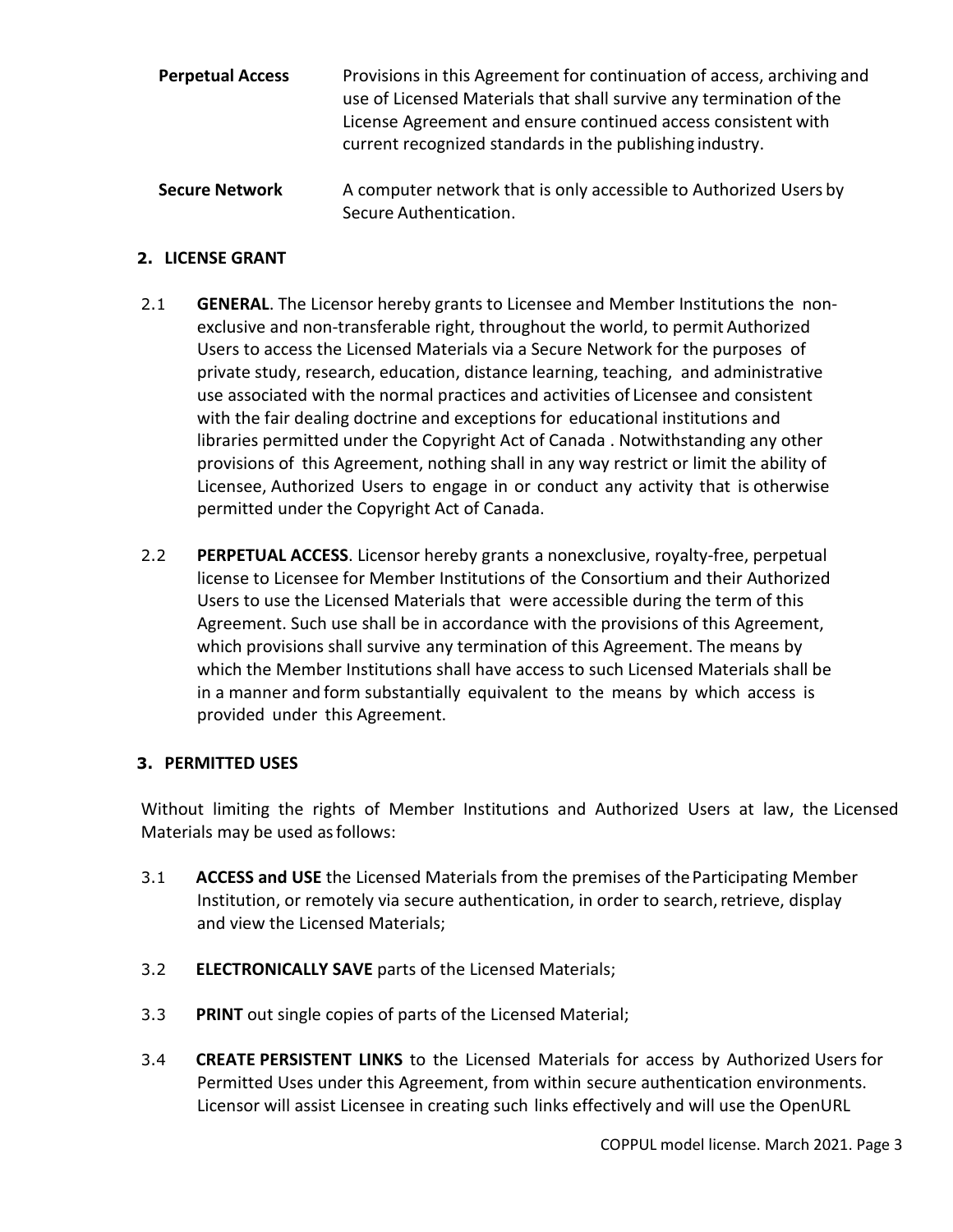**Perpetual Access** Provisions in this Agreement for continuation of access, archiving and use of Licensed Materials that shall survive any termination of the License Agreement and ensure continued access consistent with current recognized standards in the publishing industry.

**Secure Network** A computer network that is only accessible to Authorized Users by Secure Authentication.

## 2. LICENSE GRANT

2.1 **GENERAL**. The Licensor hereby grants to Licensee and Member Institutions the non-exclusive and non-transferable right, throughout the world, to permit Authorized Users to access the Licensed Materials via a Secure Network for the purposes of private study, research, education, distance learning, teaching, and administrative use associated with the normal practices and activities of Licensee and consistent with the fair dealing doctrine and exceptions for educational institutions and libraries permitted under the Copyright Act of Canada . Notwithstanding any other provisions of this Agreement, nothing shall in any way restrict or limit the ability of Licensee, Authorized Users to engage in or conduct any activity that is otherwise permitted under the Copyright Act of Canada.

2.2 **PERPETUAL ACCESS**. Licensor hereby grants a nonexclusive, royalty-free, perpetual license to Licensee for Member Institutions of the Consortium and their Authorized Users to use the Licensed Materials that were accessible during the term of this Agreement. Such use shall be in accordance with the provisions of this Agreement, which provisions shall survive any termination of this Agreement. The means by which the Member Institutions shall have access to such Licensed Materials shall be in a manner and form substantially equivalent to the means by which access is provided under this Agreement.

## 3. PERMITTED USES

Without limiting the rights of Member Institutions and Authorized Users at law, the Licensed Materials may be used as follows:

3.1 **ACCESS and USE** the Licensed Materials from the premises of the Participating Member Institution, or remotely via secure authentication, in order to search, retrieve, display and view the Licensed Materials;

3.2 **ELECTRONICALLY SAVE** parts of the Licensed Materials;

3.3 **PRINT** out single copies of parts of the Licensed Material;

3.4 **CREATE PERSISTENT LINKS** to the Licensed Materials for access by Authorized Users for Permitted Uses under this Agreement, from within secure authentication environments. Licensor will assist Licensee in creating such links effectively and will use the OpenURL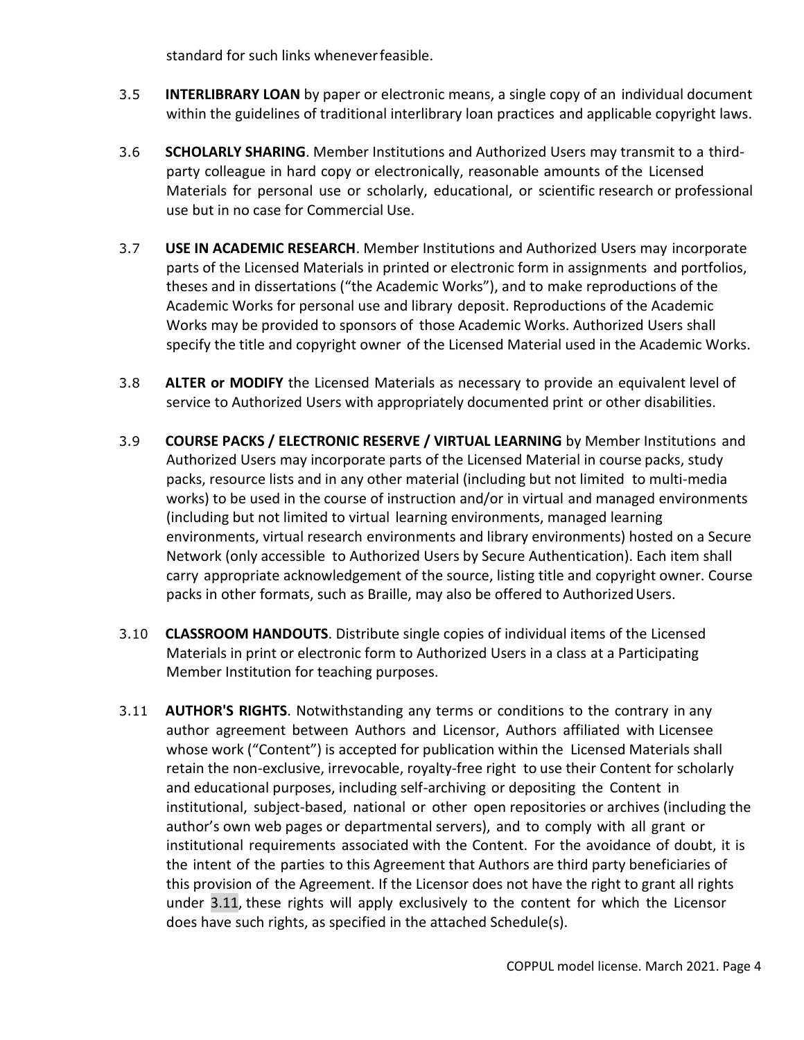standard for such links whenever feasible.

3.5 **INTERLIBRARY LOAN** by paper or electronic means, a single copy of an individual document within the guidelines of traditional interlibrary loan practices and applicable copyright laws.

3.6 **SCHOLARLY SHARING**. Member Institutions and Authorized Users may transmit to a third-party colleague in hard copy or electronically, reasonable amounts of the Licensed Materials for personal use or scholarly, educational, or scientific research or professional use but in no case for Commercial Use.

3.7 **USE IN ACADEMIC RESEARCH**. Member Institutions and Authorized Users may incorporate parts of the Licensed Materials in printed or electronic form in assignments and portfolios, theses and in dissertations ("the Academic Works"), and to make reproductions of the Academic Works for personal use and library deposit. Reproductions of the Academic Works may be provided to sponsors of those Academic Works. Authorized Users shall specify the title and copyright owner of the Licensed Material used in the Academic Works.

3.8 **ALTER or MODIFY** the Licensed Materials as necessary to provide an equivalent level of service to Authorized Users with appropriately documented print or other disabilities.

3.9 **COURSE PACKS / ELECTRONIC RESERVE / VIRTUAL LEARNING** by Member Institutions and Authorized Users may incorporate parts of the Licensed Material in course packs, study packs, resource lists and in any other material (including but not limited to multi-media works) to be used in the course of instruction and/or in virtual and managed environments (including but not limited to virtual learning environments, managed learning environments, virtual research environments and library environments) hosted on a Secure Network (only accessible to Authorized Users by Secure Authentication). Each item shall carry appropriate acknowledgement of the source, listing title and copyright owner. Course packs in other formats, such as Braille, may also be offered to Authorized Users.

3.10 **CLASSROOM HANDOUTS**. Distribute single copies of individual items of the Licensed Materials in print or electronic form to Authorized Users in a class at a Participating Member Institution for teaching purposes.

3.11 **AUTHOR'S RIGHTS**. Notwithstanding any terms or conditions to the contrary in any author agreement between Authors and Licensor, Authors affiliated with Licensee whose work ("Content") is accepted for publication within the Licensed Materials shall retain the non-exclusive, irrevocable, royalty-free right to use their Content for scholarly and educational purposes, including self-archiving or depositing the Content in institutional, subject-based, national or other open repositories or archives (including the author's own web pages or departmental servers), and to comply with all grant or institutional requirements associated with the Content. For the avoidance of doubt, it is the intent of the parties to this Agreement that Authors are third party beneficiaries of this provision of the Agreement. If the Licensor does not have the right to grant all rights under 3.11, these rights will apply exclusively to the content for which the Licensor does have such rights, as specified in the attached Schedule(s).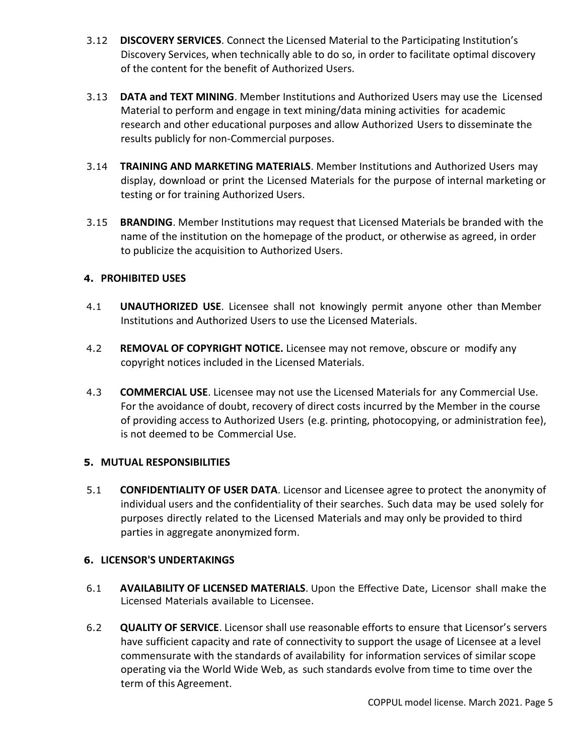3.12 **DISCOVERY SERVICES**. Connect the Licensed Material to the Participating Institution's Discovery Services, when technically able to do so, in order to facilitate optimal discovery of the content for the benefit of Authorized Users.

3.13 **DATA and TEXT MINING**. Member Institutions and Authorized Users may use the Licensed Material to perform and engage in text mining/data mining activities for academic research and other educational purposes and allow Authorized Users to disseminate the results publicly for non-Commercial purposes.

3.14 **TRAINING AND MARKETING MATERIALS**. Member Institutions and Authorized Users may display, download or print the Licensed Materials for the purpose of internal marketing or testing or for training Authorized Users.

3.15 **BRANDING**. Member Institutions may request that Licensed Materials be branded with the name of the institution on the homepage of the product, or otherwise as agreed, in order to publicize the acquisition to Authorized Users.

## 4. PROHIBITED USES

4.1 **UNAUTHORIZED USE**. Licensee shall not knowingly permit anyone other than Member Institutions and Authorized Users to use the Licensed Materials.

4.2 **REMOVAL OF COPYRIGHT NOTICE.** Licensee may not remove, obscure or modify any copyright notices included in the Licensed Materials.

4.3 **COMMERCIAL USE**. Licensee may not use the Licensed Materials for any Commercial Use. For the avoidance of doubt, recovery of direct costs incurred by the Member in the course of providing access to Authorized Users (e.g. printing, photocopying, or administration fee), is not deemed to be Commercial Use.

## 5. MUTUAL RESPONSIBILITIES

5.1 **CONFIDENTIALITY OF USER DATA**. Licensor and Licensee agree to protect the anonymity of individual users and the confidentiality of their searches. Such data may be used solely for purposes directly related to the Licensed Materials and may only be provided to third parties in aggregate anonymized form.

## 6. LICENSOR'S UNDERTAKINGS

6.1 **AVAILABILITY OF LICENSED MATERIALS**. Upon the Effective Date, Licensor shall make the Licensed Materials available to Licensee.

6.2 **QUALITY OF SERVICE**. Licensor shall use reasonable efforts to ensure that Licensor's servers have sufficient capacity and rate of connectivity to support the usage of Licensee at a level commensurate with the standards of availability for information services of similar scope operating via the World Wide Web, as such standards evolve from time to time over the term of this Agreement.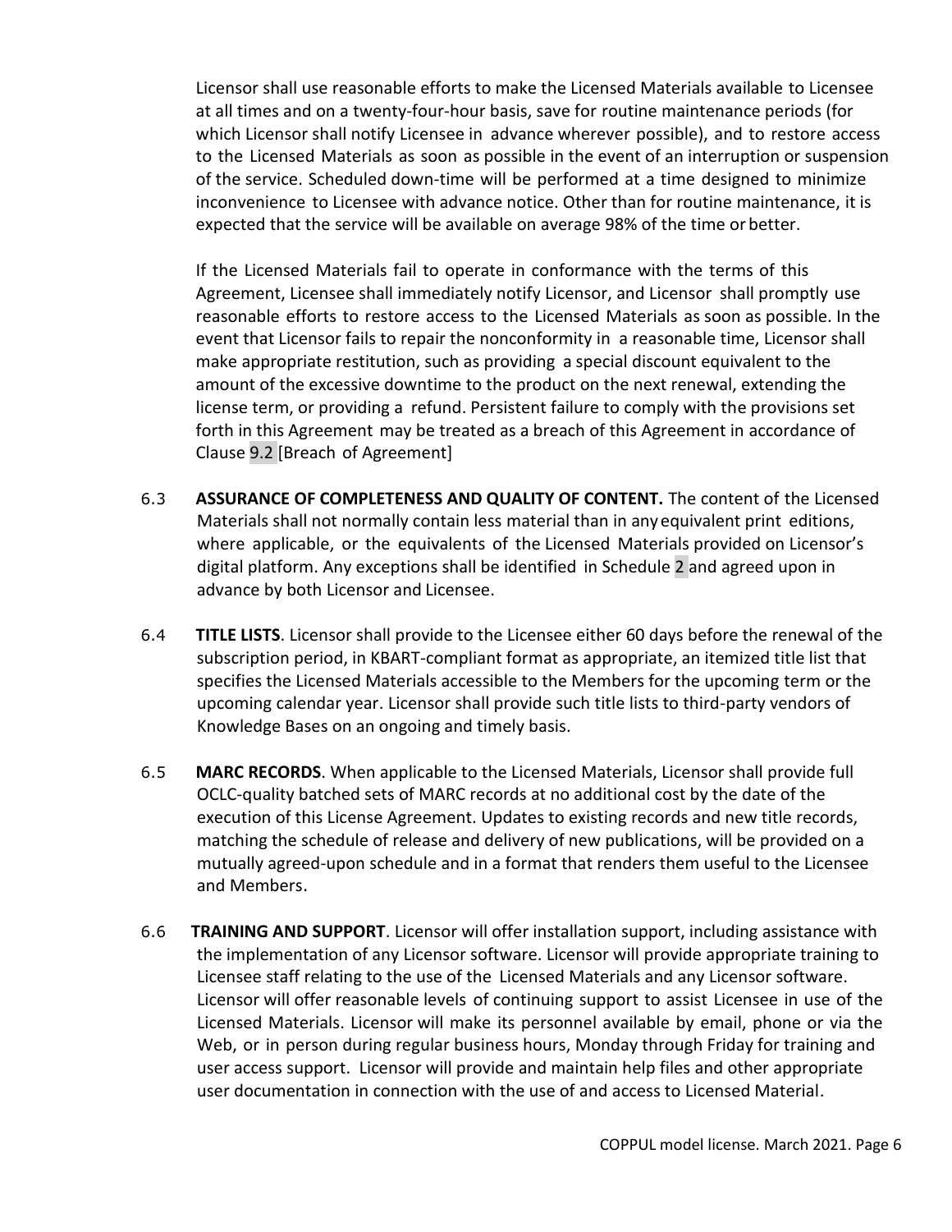Licensor shall use reasonable efforts to make the Licensed Materials available to Licensee at all times and on a twenty-four-hour basis, save for routine maintenance periods (for which Licensor shall notify Licensee in advance wherever possible), and to restore access to the Licensed Materials as soon as possible in the event of an interruption or suspension of the service. Scheduled down-time will be performed at a time designed to minimize inconvenience to Licensee with advance notice. Other than for routine maintenance, it is expected that the service will be available on average 98% of the time or better.

If the Licensed Materials fail to operate in conformance with the terms of this Agreement, Licensee shall immediately notify Licensor, and Licensor shall promptly use reasonable efforts to restore access to the Licensed Materials as soon as possible. In the event that Licensor fails to repair the nonconformity in a reasonable time, Licensor shall make appropriate restitution, such as providing a special discount equivalent to the amount of the excessive downtime to the product on the next renewal, extending the license term, or providing a refund. Persistent failure to comply with the provisions set forth in this Agreement may be treated as a breach of this Agreement in accordance of Clause 9.2 [Breach of Agreement]

6.3 **ASSURANCE OF COMPLETENESS AND QUALITY OF CONTENT.** The content of the Licensed Materials shall not normally contain less material than in any equivalent print editions, where applicable, or the equivalents of the Licensed Materials provided on Licensor's digital platform. Any exceptions shall be identified in Schedule 2 and agreed upon in advance by both Licensor and Licensee.

6.4 **TITLE LISTS**. Licensor shall provide to the Licensee either 60 days before the renewal of the subscription period, in KBART-compliant format as appropriate, an itemized title list that specifies the Licensed Materials accessible to the Members for the upcoming term or the upcoming calendar year. Licensor shall provide such title lists to third-party vendors of Knowledge Bases on an ongoing and timely basis.

6.5 **MARC RECORDS**. When applicable to the Licensed Materials, Licensor shall provide full OCLC-quality batched sets of MARC records at no additional cost by the date of the execution of this License Agreement. Updates to existing records and new title records, matching the schedule of release and delivery of new publications, will be provided on a mutually agreed-upon schedule and in a format that renders them useful to the Licensee and Members.

6.6 **TRAINING AND SUPPORT**. Licensor will offer installation support, including assistance with the implementation of any Licensor software. Licensor will provide appropriate training to Licensee staff relating to the use of the Licensed Materials and any Licensor software. Licensor will offer reasonable levels of continuing support to assist Licensee in use of the Licensed Materials. Licensor will make its personnel available by email, phone or via the Web, or in person during regular business hours, Monday through Friday for training and user access support. Licensor will provide and maintain help files and other appropriate user documentation in connection with the use of and access to Licensed Material.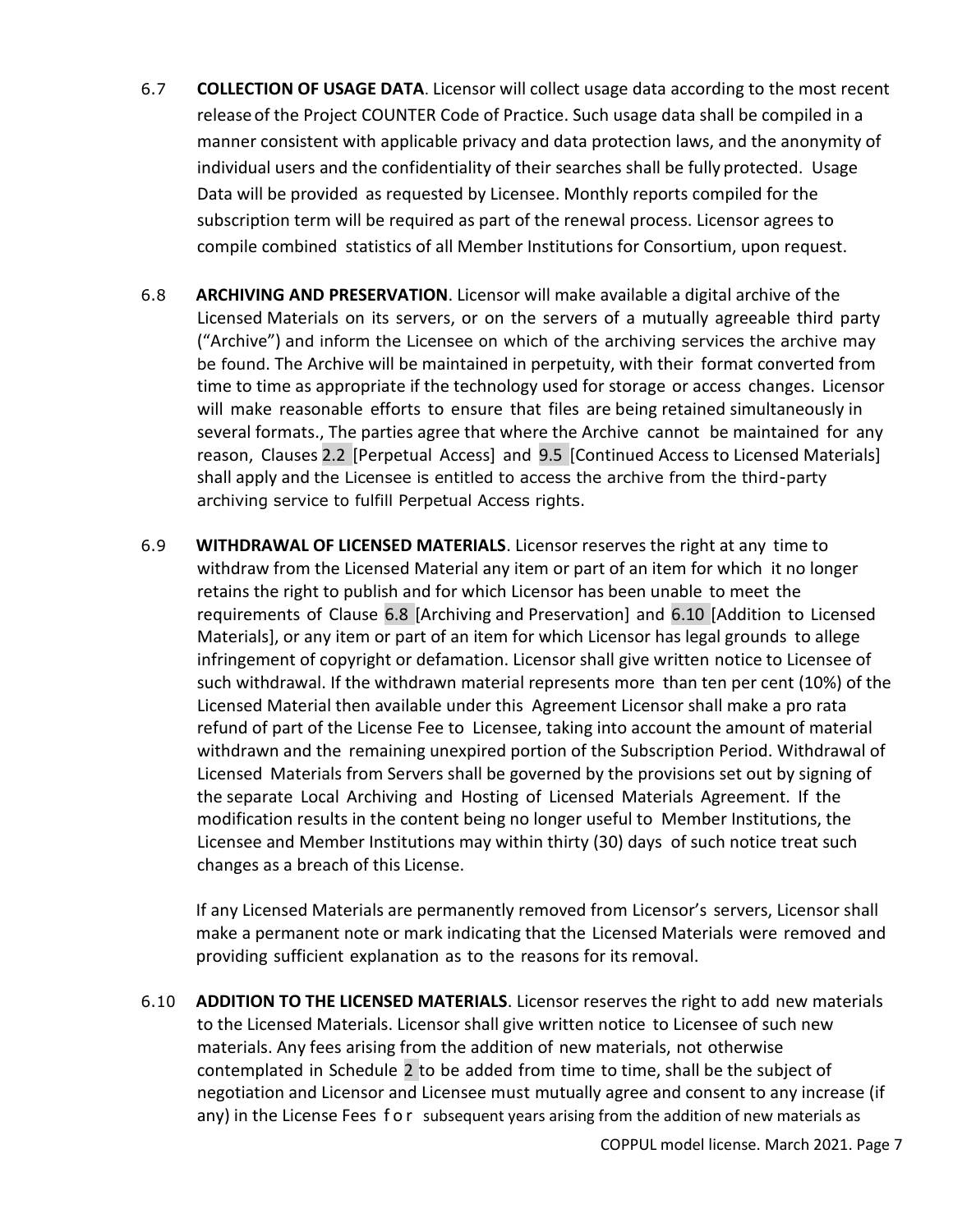6.7 **COLLECTION OF USAGE DATA**. Licensor will collect usage data according to the most recent release of the Project COUNTER Code of Practice. Such usage data shall be compiled in a manner consistent with applicable privacy and data protection laws, and the anonymity of individual users and the confidentiality of their searches shall be fully protected. Usage Data will be provided as requested by Licensee. Monthly reports compiled for the subscription term will be required as part of the renewal process. Licensor agrees to compile combined statistics of all Member Institutions for Consortium, upon request.

6.8 **ARCHIVING AND PRESERVATION**. Licensor will make available a digital archive of the Licensed Materials on its servers, or on the servers of a mutually agreeable third party ("Archive") and inform the Licensee on which of the archiving services the archive may be found. The Archive will be maintained in perpetuity, with their format converted from time to time as appropriate if the technology used for storage or access changes. Licensor will make reasonable efforts to ensure that files are being retained simultaneously in several formats., The parties agree that where the Archive cannot be maintained for any reason, Clauses 2.2 [Perpetual Access] and 9.5 [Continued Access to Licensed Materials] shall apply and the Licensee is entitled to access the archive from the third-party archiving service to fulfill Perpetual Access rights.

6.9 **WITHDRAWAL OF LICENSED MATERIALS**. Licensor reserves the right at any time to withdraw from the Licensed Material any item or part of an item for which it no longer retains the right to publish and for which Licensor has been unable to meet the requirements of Clause 6.8 [Archiving and Preservation] and 6.10 [Addition to Licensed Materials], or any item or part of an item for which Licensor has legal grounds to allege infringement of copyright or defamation. Licensor shall give written notice to Licensee of such withdrawal. If the withdrawn material represents more than ten per cent (10%) of the Licensed Material then available under this Agreement Licensor shall make a pro rata refund of part of the License Fee to Licensee, taking into account the amount of material withdrawn and the remaining unexpired portion of the Subscription Period. Withdrawal of Licensed Materials from Servers shall be governed by the provisions set out by signing of the separate Local Archiving and Hosting of Licensed Materials Agreement. If the modification results in the content being no longer useful to Member Institutions, the Licensee and Member Institutions may within thirty (30) days of such notice treat such changes as a breach of this License.

If any Licensed Materials are permanently removed from Licensor's servers, Licensor shall make a permanent note or mark indicating that the Licensed Materials were removed and providing sufficient explanation as to the reasons for its removal.

6.10 **ADDITION TO THE LICENSED MATERIALS**. Licensor reserves the right to add new materials to the Licensed Materials. Licensor shall give written notice to Licensee of such new materials. Any fees arising from the addition of new materials, not otherwise contemplated in Schedule 2 to be added from time to time, shall be the subject of negotiation and Licensor and Licensee must mutually agree and consent to any increase (if any) in the License Fees for subsequent years arising from the addition of new materials as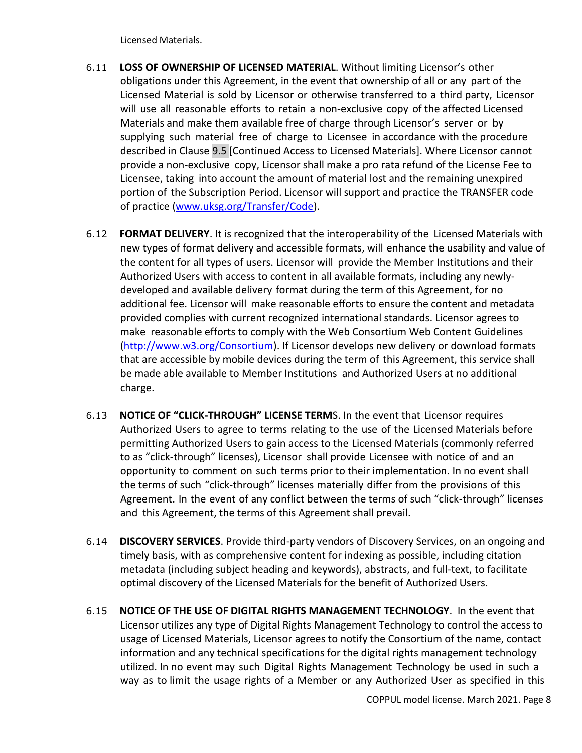Licensed Materials.

6.11 **LOSS OF OWNERSHIP OF LICENSED MATERIAL**. Without limiting Licensor's other obligations under this Agreement, in the event that ownership of all or any part of the Licensed Material is sold by Licensor or otherwise transferred to a third party, Licensor will use all reasonable efforts to retain a non-exclusive copy of the affected Licensed Materials and make them available free of charge through Licensor's server or by supplying such material free of charge to Licensee in accordance with the procedure described in Clause 9.5 [Continued Access to Licensed Materials]. Where Licensor cannot provide a non-exclusive copy, Licensor shall make a pro rata refund of the License Fee to Licensee, taking into account the amount of material lost and the remaining unexpired portion of the Subscription Period. Licensor will support and practice the TRANSFER code of practice ([www.uksg.org/Transfer/Code](www.uksg.org/Transfer/Code)).

6.12 **FORMAT DELIVERY**. It is recognized that the interoperability of the Licensed Materials with new types of format delivery and accessible formats, will enhance the usability and value of the content for all types of users. Licensor will provide the Member Institutions and their Authorized Users with access to content in all available formats, including any newly-developed and available delivery format during the term of this Agreement, for no additional fee. Licensor will make reasonable efforts to ensure the content and metadata provided complies with current recognized international standards. Licensor agrees to make reasonable efforts to comply with the Web Consortium Web Content Guidelines ([http://www.w3.org/Consortium](http://www.w3.org/Consortium)). If Licensor develops new delivery or download formats that are accessible by mobile devices during the term of this Agreement, this service shall be made able available to Member Institutions and Authorized Users at no additional charge.

6.13 **NOTICE OF "CLICK-THROUGH" LICENSE TERM**S. In the event that Licensor requires Authorized Users to agree to terms relating to the use of the Licensed Materials before permitting Authorized Users to gain access to the Licensed Materials (commonly referred to as "click-through" licenses), Licensor shall provide Licensee with notice of and an opportunity to comment on such terms prior to their implementation. In no event shall the terms of such "click-through" licenses materially differ from the provisions of this Agreement. In the event of any conflict between the terms of such "click-through" licenses and this Agreement, the terms of this Agreement shall prevail.

6.14 **DISCOVERY SERVICES**. Provide third-party vendors of Discovery Services, on an ongoing and timely basis, with as comprehensive content for indexing as possible, including citation metadata (including subject heading and keywords), abstracts, and full-text, to facilitate optimal discovery of the Licensed Materials for the benefit of Authorized Users.

6.15 **NOTICE OF THE USE OF DIGITAL RIGHTS MANAGEMENT TECHNOLOGY**. In the event that Licensor utilizes any type of Digital Rights Management Technology to control the access to usage of Licensed Materials, Licensor agrees to notify the Consortium of the name, contact information and any technical specifications for the digital rights management technology utilized. In no event may such Digital Rights Management Technology be used in such a way as to limit the usage rights of a Member or any Authorized User as specified in this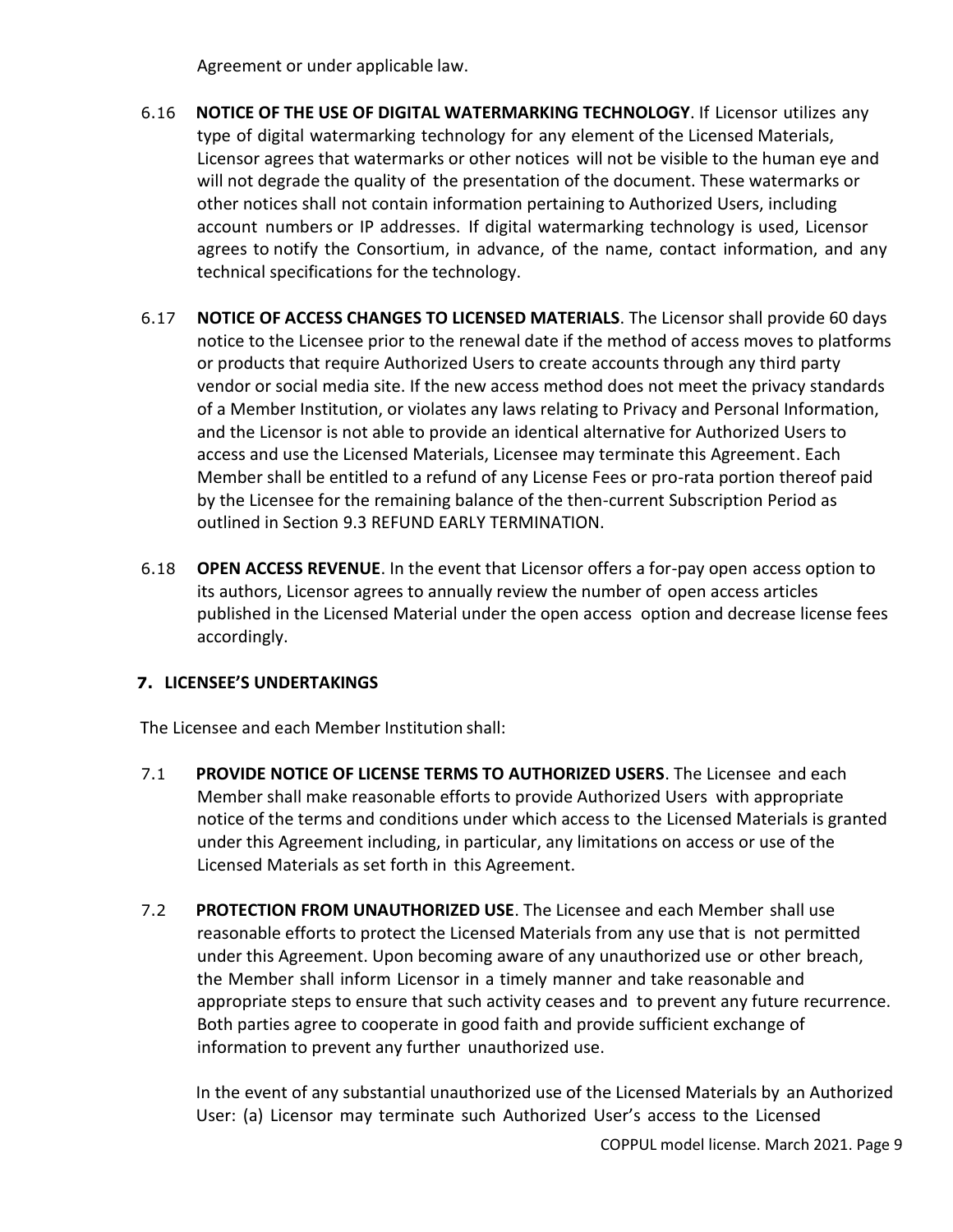Agreement or under applicable law.

6.16 **NOTICE OF THE USE OF DIGITAL WATERMARKING TECHNOLOGY**. If Licensor utilizes any type of digital watermarking technology for any element of the Licensed Materials, Licensor agrees that watermarks or other notices will not be visible to the human eye and will not degrade the quality of the presentation of the document. These watermarks or other notices shall not contain information pertaining to Authorized Users, including account numbers or IP addresses. If digital watermarking technology is used, Licensor agrees to notify the Consortium, in advance, of the name, contact information, and any technical specifications for the technology.

6.17 **NOTICE OF ACCESS CHANGES TO LICENSED MATERIALS**. The Licensor shall provide 60 days notice to the Licensee prior to the renewal date if the method of access moves to platforms or products that require Authorized Users to create accounts through any third party vendor or social media site. If the new access method does not meet the privacy standards of a Member Institution, or violates any laws relating to Privacy and Personal Information, and the Licensor is not able to provide an identical alternative for Authorized Users to access and use the Licensed Materials, Licensee may terminate this Agreement. Each Member shall be entitled to a refund of any License Fees or pro-rata portion thereof paid by the Licensee for the remaining balance of the then-current Subscription Period as outlined in Section 9.3 REFUND EARLY TERMINATION.

6.18 **OPEN ACCESS REVENUE**. In the event that Licensor offers a for-pay open access option to its authors, Licensor agrees to annually review the number of open access articles published in the Licensed Material under the open access option and decrease license fees accordingly.

## 7. LICENSEE'S UNDERTAKINGS

The Licensee and each Member Institution shall:

7.1 **PROVIDE NOTICE OF LICENSE TERMS TO AUTHORIZED USERS**. The Licensee and each Member shall make reasonable efforts to provide Authorized Users with appropriate notice of the terms and conditions under which access to the Licensed Materials is granted under this Agreement including, in particular, any limitations on access or use of the Licensed Materials as set forth in this Agreement.

7.2 **PROTECTION FROM UNAUTHORIZED USE**. The Licensee and each Member shall use reasonable efforts to protect the Licensed Materials from any use that is not permitted under this Agreement. Upon becoming aware of any unauthorized use or other breach, the Member shall inform Licensor in a timely manner and take reasonable and appropriate steps to ensure that such activity ceases and to prevent any future recurrence. Both parties agree to cooperate in good faith and provide sufficient exchange of information to prevent any further unauthorized use.

In the event of any substantial unauthorized use of the Licensed Materials by an Authorized User: (a) Licensor may terminate such Authorized User's access to the Licensed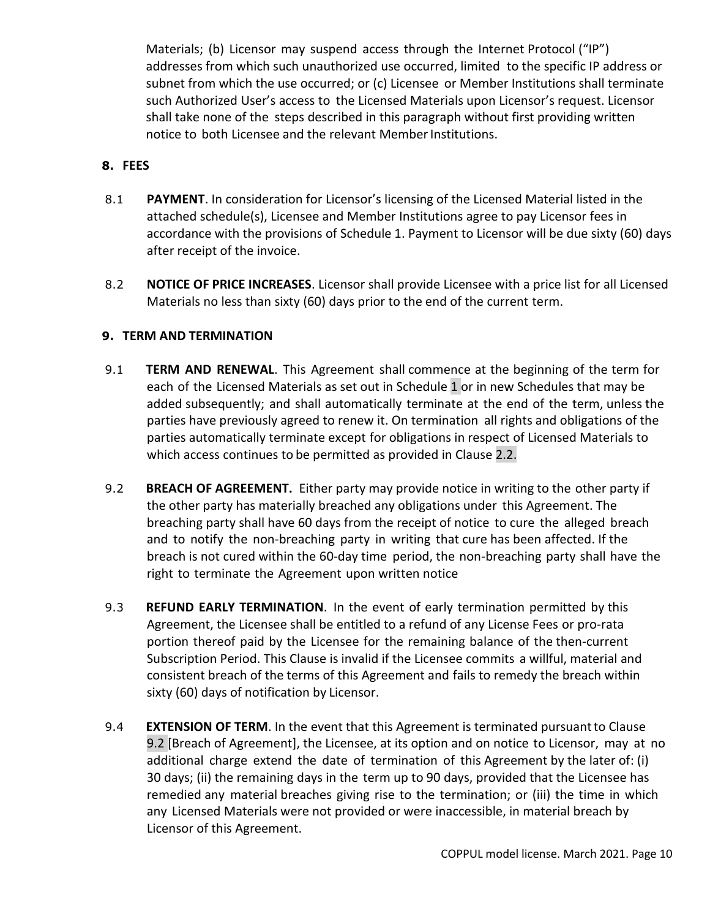Materials; (b) Licensor may suspend access through the Internet Protocol ("IP") addresses from which such unauthorized use occurred, limited to the specific IP address or subnet from which the use occurred; or (c) Licensee or Member Institutions shall terminate such Authorized User's access to the Licensed Materials upon Licensor's request. Licensor shall take none of the steps described in this paragraph without first providing written notice to both Licensee and the relevant Member Institutions.

## 8. FEES

8.1 **PAYMENT**. In consideration for Licensor's licensing of the Licensed Material listed in the attached schedule(s), Licensee and Member Institutions agree to pay Licensor fees in accordance with the provisions of Schedule 1. Payment to Licensor will be due sixty (60) days after receipt of the invoice.

8.2 **NOTICE OF PRICE INCREASES**. Licensor shall provide Licensee with a price list for all Licensed Materials no less than sixty (60) days prior to the end of the current term.

## 9. TERM AND TERMINATION

9.1 **TERM AND RENEWAL**. This Agreement shall commence at the beginning of the term for each of the Licensed Materials as set out in Schedule 1 or in new Schedules that may be added subsequently; and shall automatically terminate at the end of the term, unless the parties have previously agreed to renew it. On termination all rights and obligations of the parties automatically terminate except for obligations in respect of Licensed Materials to which access continues to be permitted as provided in Clause 2.2.

9.2 **BREACH OF AGREEMENT.** Either party may provide notice in writing to the other party if the other party has materially breached any obligations under this Agreement. The breaching party shall have 60 days from the receipt of notice to cure the alleged breach and to notify the non-breaching party in writing that cure has been affected. If the breach is not cured within the 60-day time period, the non-breaching party shall have the right to terminate the Agreement upon written notice

9.3 **REFUND EARLY TERMINATION**. In the event of early termination permitted by this Agreement, the Licensee shall be entitled to a refund of any License Fees or pro-rata portion thereof paid by the Licensee for the remaining balance of the then-current Subscription Period. This Clause is invalid if the Licensee commits a willful, material and consistent breach of the terms of this Agreement and fails to remedy the breach within sixty (60) days of notification by Licensor.

9.4 **EXTENSION OF TERM**. In the event that this Agreement is terminated pursuant to Clause 9.2 [Breach of Agreement], the Licensee, at its option and on notice to Licensor, may at no additional charge extend the date of termination of this Agreement by the later of: (i) 30 days; (ii) the remaining days in the term up to 90 days, provided that the Licensee has remedied any material breaches giving rise to the termination; or (iii) the time in which any Licensed Materials were not provided or were inaccessible, in material breach by Licensor of this Agreement.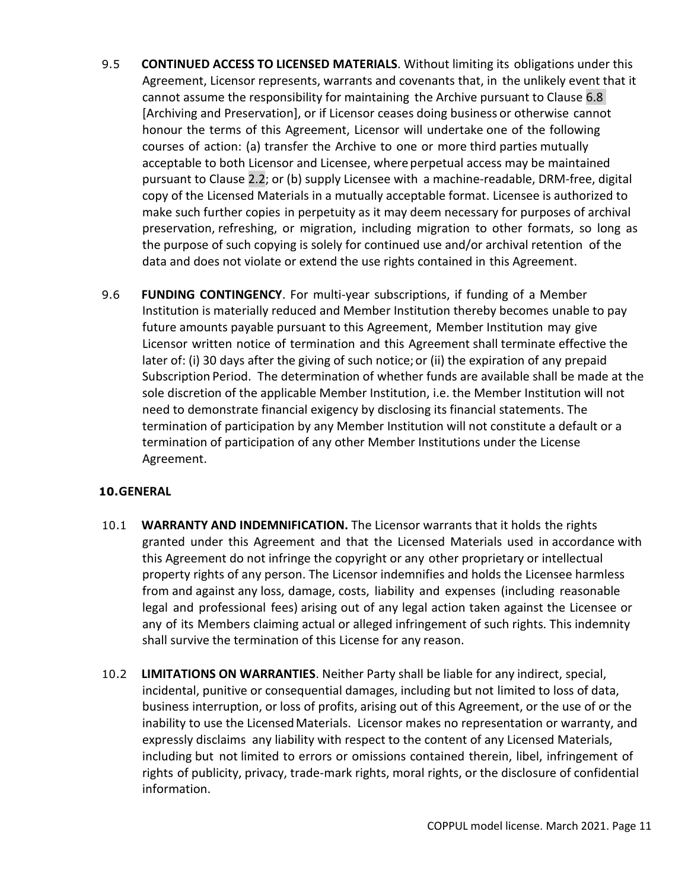9.5 **CONTINUED ACCESS TO LICENSED MATERIALS**. Without limiting its obligations under this Agreement, Licensor represents, warrants and covenants that, in the unlikely event that it cannot assume the responsibility for maintaining the Archive pursuant to Clause 6.8 [Archiving and Preservation], or if Licensor ceases doing business or otherwise cannot honour the terms of this Agreement, Licensor will undertake one of the following courses of action: (a) transfer the Archive to one or more third parties mutually acceptable to both Licensor and Licensee, where perpetual access may be maintained pursuant to Clause 2.2; or (b) supply Licensee with a machine-readable, DRM-free, digital copy of the Licensed Materials in a mutually acceptable format. Licensee is authorized to make such further copies in perpetuity as it may deem necessary for purposes of archival preservation, refreshing, or migration, including migration to other formats, so long as the purpose of such copying is solely for continued use and/or archival retention of the data and does not violate or extend the use rights contained in this Agreement.

9.6 **FUNDING CONTINGENCY**. For multi-year subscriptions, if funding of a Member Institution is materially reduced and Member Institution thereby becomes unable to pay future amounts payable pursuant to this Agreement, Member Institution may give Licensor written notice of termination and this Agreement shall terminate effective the later of: (i) 30 days after the giving of such notice; or (ii) the expiration of any prepaid Subscription Period. The determination of whether funds are available shall be made at the sole discretion of the applicable Member Institution, i.e. the Member Institution will not need to demonstrate financial exigency by disclosing its financial statements. The termination of participation by any Member Institution will not constitute a default or a termination of participation of any other Member Institutions under the License Agreement.

## 10. GENERAL

10.1 **WARRANTY AND INDEMNIFICATION.** The Licensor warrants that it holds the rights granted under this Agreement and that the Licensed Materials used in accordance with this Agreement do not infringe the copyright or any other proprietary or intellectual property rights of any person. The Licensor indemnifies and holds the Licensee harmless from and against any loss, damage, costs, liability and expenses (including reasonable legal and professional fees) arising out of any legal action taken against the Licensee or any of its Members claiming actual or alleged infringement of such rights. This indemnity shall survive the termination of this License for any reason.

10.2 **LIMITATIONS ON WARRANTIES**. Neither Party shall be liable for any indirect, special, incidental, punitive or consequential damages, including but not limited to loss of data, business interruption, or loss of profits, arising out of this Agreement, or the use of or the inability to use the Licensed Materials. Licensor makes no representation or warranty, and expressly disclaims any liability with respect to the content of any Licensed Materials, including but not limited to errors or omissions contained therein, libel, infringement of rights of publicity, privacy, trade-mark rights, moral rights, or the disclosure of confidential information.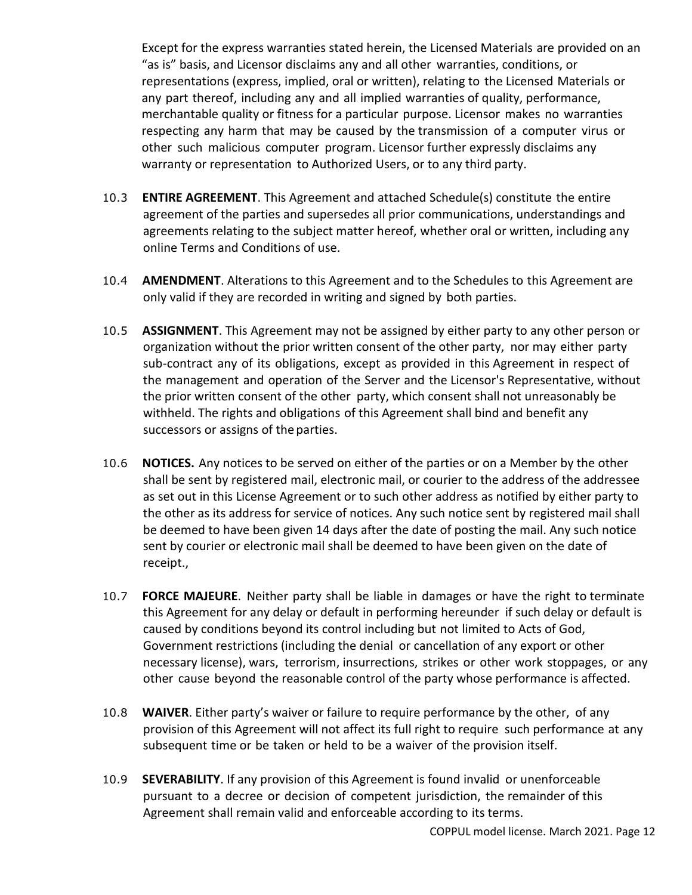Except for the express warranties stated herein, the Licensed Materials are provided on an "as is" basis, and Licensor disclaims any and all other warranties, conditions, or representations (express, implied, oral or written), relating to the Licensed Materials or any part thereof, including any and all implied warranties of quality, performance, merchantable quality or fitness for a particular purpose. Licensor makes no warranties respecting any harm that may be caused by the transmission of a computer virus or other such malicious computer program. Licensor further expressly disclaims any warranty or representation to Authorized Users, or to any third party.

10.3 **ENTIRE AGREEMENT**. This Agreement and attached Schedule(s) constitute the entire agreement of the parties and supersedes all prior communications, understandings and agreements relating to the subject matter hereof, whether oral or written, including any online Terms and Conditions of use.

10.4 **AMENDMENT**. Alterations to this Agreement and to the Schedules to this Agreement are only valid if they are recorded in writing and signed by both parties.

10.5 **ASSIGNMENT**. This Agreement may not be assigned by either party to any other person or organization without the prior written consent of the other party, nor may either party sub-contract any of its obligations, except as provided in this Agreement in respect of the management and operation of the Server and the Licensor's Representative, without the prior written consent of the other party, which consent shall not unreasonably be withheld. The rights and obligations of this Agreement shall bind and benefit any successors or assigns of the parties.

10.6 **NOTICES.** Any notices to be served on either of the parties or on a Member by the other shall be sent by registered mail, electronic mail, or courier to the address of the addressee as set out in this License Agreement or to such other address as notified by either party to the other as its address for service of notices. Any such notice sent by registered mail shall be deemed to have been given 14 days after the date of posting the mail. Any such notice sent by courier or electronic mail shall be deemed to have been given on the date of receipt.,

10.7 **FORCE MAJEURE**. Neither party shall be liable in damages or have the right to terminate this Agreement for any delay or default in performing hereunder if such delay or default is caused by conditions beyond its control including but not limited to Acts of God, Government restrictions (including the denial or cancellation of any export or other necessary license), wars, terrorism, insurrections, strikes or other work stoppages, or any other cause beyond the reasonable control of the party whose performance is affected.

10.8 **WAIVER**. Either party's waiver or failure to require performance by the other, of any provision of this Agreement will not affect its full right to require such performance at any subsequent time or be taken or held to be a waiver of the provision itself.

10.9 **SEVERABILITY**. If any provision of this Agreement is found invalid or unenforceable pursuant to a decree or decision of competent jurisdiction, the remainder of this Agreement shall remain valid and enforceable according to its terms.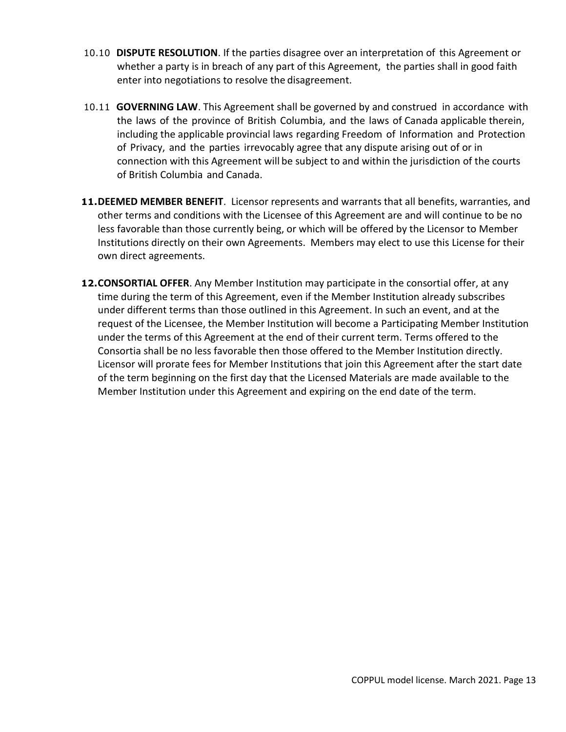10.10 **DISPUTE RESOLUTION**. If the parties disagree over an interpretation of this Agreement or whether a party is in breach of any part of this Agreement, the parties shall in good faith enter into negotiations to resolve the disagreement.

10.11 **GOVERNING LAW**. This Agreement shall be governed by and construed in accordance with the laws of the province of British Columbia, and the laws of Canada applicable therein, including the applicable provincial laws regarding Freedom of Information and Protection of Privacy, and the parties irrevocably agree that any dispute arising out of or in connection with this Agreement will be subject to and within the jurisdiction of the courts of British Columbia and Canada.

**11. DEEMED MEMBER BENEFIT**. Licensor represents and warrants that all benefits, warranties, and other terms and conditions with the Licensee of this Agreement are and will continue to be no less favorable than those currently being, or which will be offered by the Licensor to Member Institutions directly on their own Agreements. Members may elect to use this License for their own direct agreements.

**12. CONSORTIAL OFFER**. Any Member Institution may participate in the consortial offer, at any time during the term of this Agreement, even if the Member Institution already subscribes under different terms than those outlined in this Agreement. In such an event, and at the request of the Licensee, the Member Institution will become a Participating Member Institution under the terms of this Agreement at the end of their current term. Terms offered to the Consortia shall be no less favorable then those offered to the Member Institution directly. Licensor will prorate fees for Member Institutions that join this Agreement after the start date of the term beginning on the first day that the Licensed Materials are made available to the Member Institution under this Agreement and expiring on the end date of the term.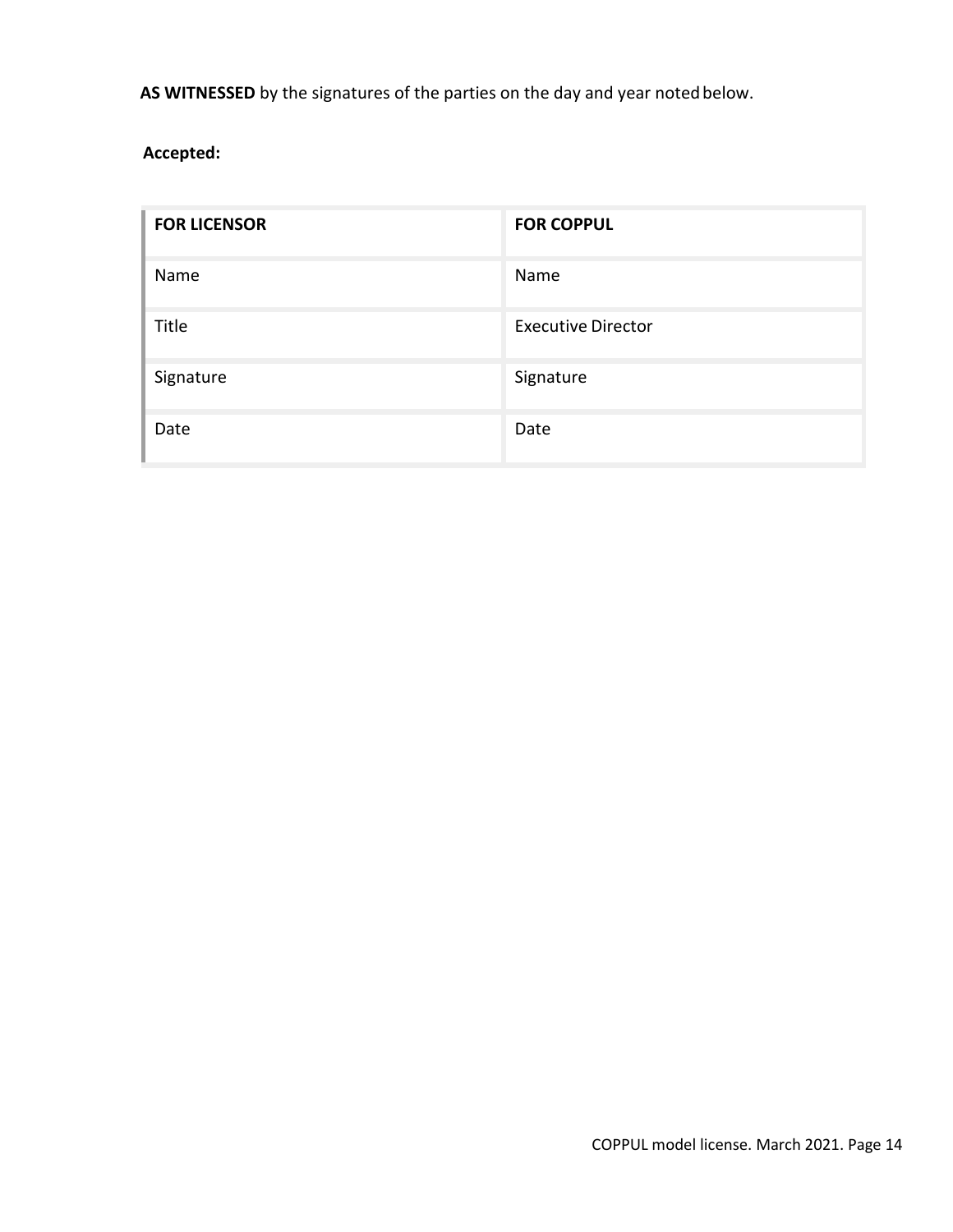**AS WITNESSED** by the signatures of the parties on the day and year noted below.

**Accepted:**

| **FOR LICENSOR** | **FOR COPPUL** |
| --- | --- |
| Name | Name |
| Title | Executive Director |
| Signature | Signature |
| Date | Date |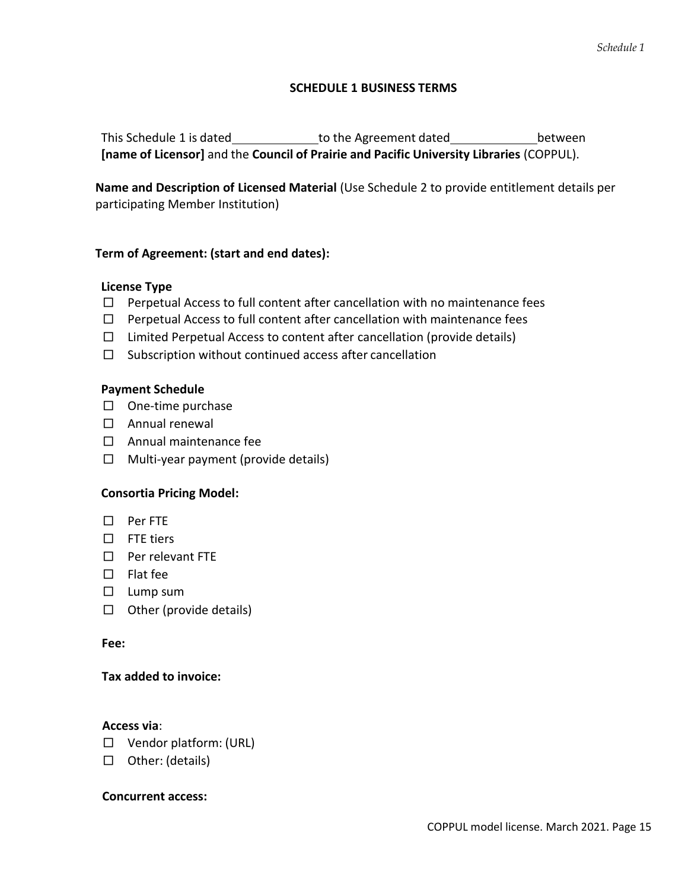## SCHEDULE 1 BUSINESS TERMS

This Schedule 1 is dated ____________ to the Agreement dated ____________ between **[name of Licensor]** and the **Council of Prairie and Pacific University Libraries** (COPPUL).

**Name and Description of Licensed Material** (Use Schedule 2 to provide entitlement details per participating Member Institution)

**Term of Agreement: (start and end dates):**

**License Type**

- ☐ Perpetual Access to full content after cancellation with no maintenance fees
- ☐ Perpetual Access to full content after cancellation with maintenance fees
- ☐ Limited Perpetual Access to content after cancellation (provide details)
- ☐ Subscription without continued access after cancellation

**Payment Schedule**

- ☐ One-time purchase
- ☐ Annual renewal
- ☐ Annual maintenance fee
- ☐ Multi-year payment (provide details)

**Consortia Pricing Model:**

- ☐ Per FTE
- ☐ FTE tiers
- ☐ Per relevant FTE
- ☐ Flat fee
- ☐ Lump sum
- ☐ Other (provide details)

**Fee:**

**Tax added to invoice:**

**Access via**:

- ☐ Vendor platform: (URL)
- ☐ Other: (details)

**Concurrent access:**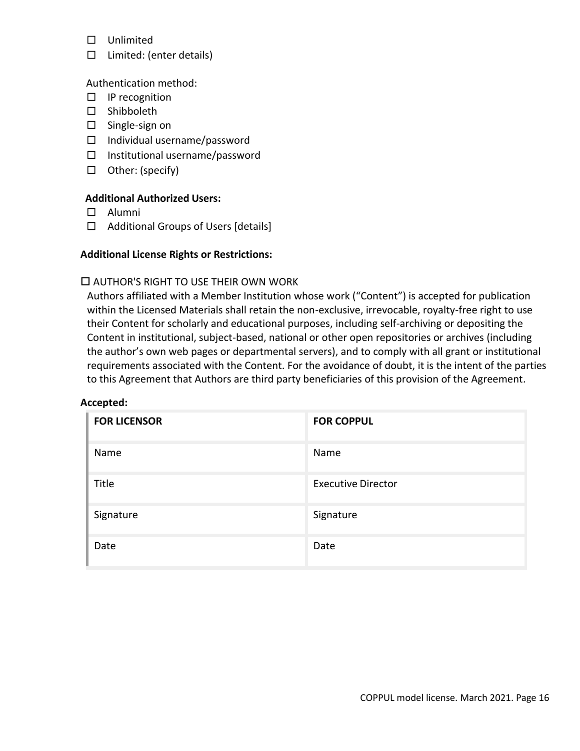- ☐ Unlimited
- ☐ Limited: (enter details)

Authentication method:

- ☐ IP recognition
- ☐ Shibboleth
- ☐ Single-sign on
- ☐ Individual username/password
- ☐ Institutional username/password
- ☐ Other: (specify)

**Additional Authorized Users:**

- ☐ Alumni
- ☐ Additional Groups of Users [details]

**Additional License Rights or Restrictions:**

☐ AUTHOR'S RIGHT TO USE THEIR OWN WORK

Authors affiliated with a Member Institution whose work ("Content") is accepted for publication within the Licensed Materials shall retain the non-exclusive, irrevocable, royalty-free right to use their Content for scholarly and educational purposes, including self-archiving or depositing the Content in institutional, subject-based, national or other open repositories or archives (including the author's own web pages or departmental servers), and to comply with all grant or institutional requirements associated with the Content. For the avoidance of doubt, it is the intent of the parties to this Agreement that Authors are third party beneficiaries of this provision of the Agreement.

**Accepted:**

| **FOR LICENSOR** | **FOR COPPUL** |
| --- | --- |
| Name | Name |
| Title | Executive Director |
| Signature | Signature |
| Date | Date |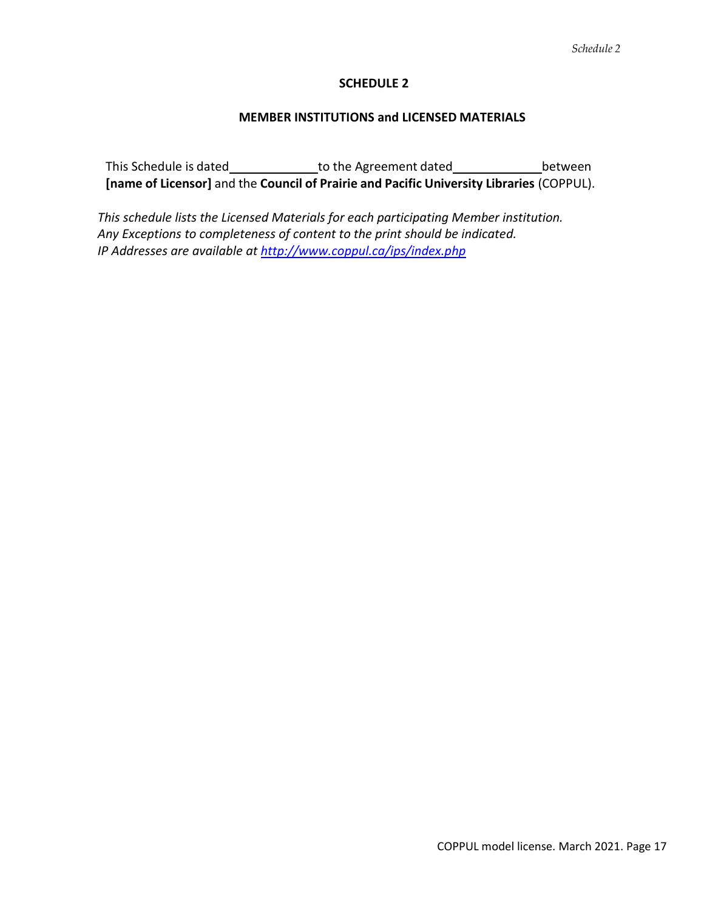## SCHEDULE 2

### MEMBER INSTITUTIONS and LICENSED MATERIALS

This Schedule is dated \_\_\_\_\_\_\_\_\_\_\_\_ to the Agreement dated \_\_\_\_\_\_\_\_\_\_\_\_ between **[name of Licensor]** and the **Council of Prairie and Pacific University Libraries** (COPPUL).

*This schedule lists the Licensed Materials for each participating Member institution.*
*Any Exceptions to completeness of content to the print should be indicated.*
*IP Addresses are available at [http://www.coppul.ca/ips/index.php](http://www.coppul.ca/ips/index.php)*